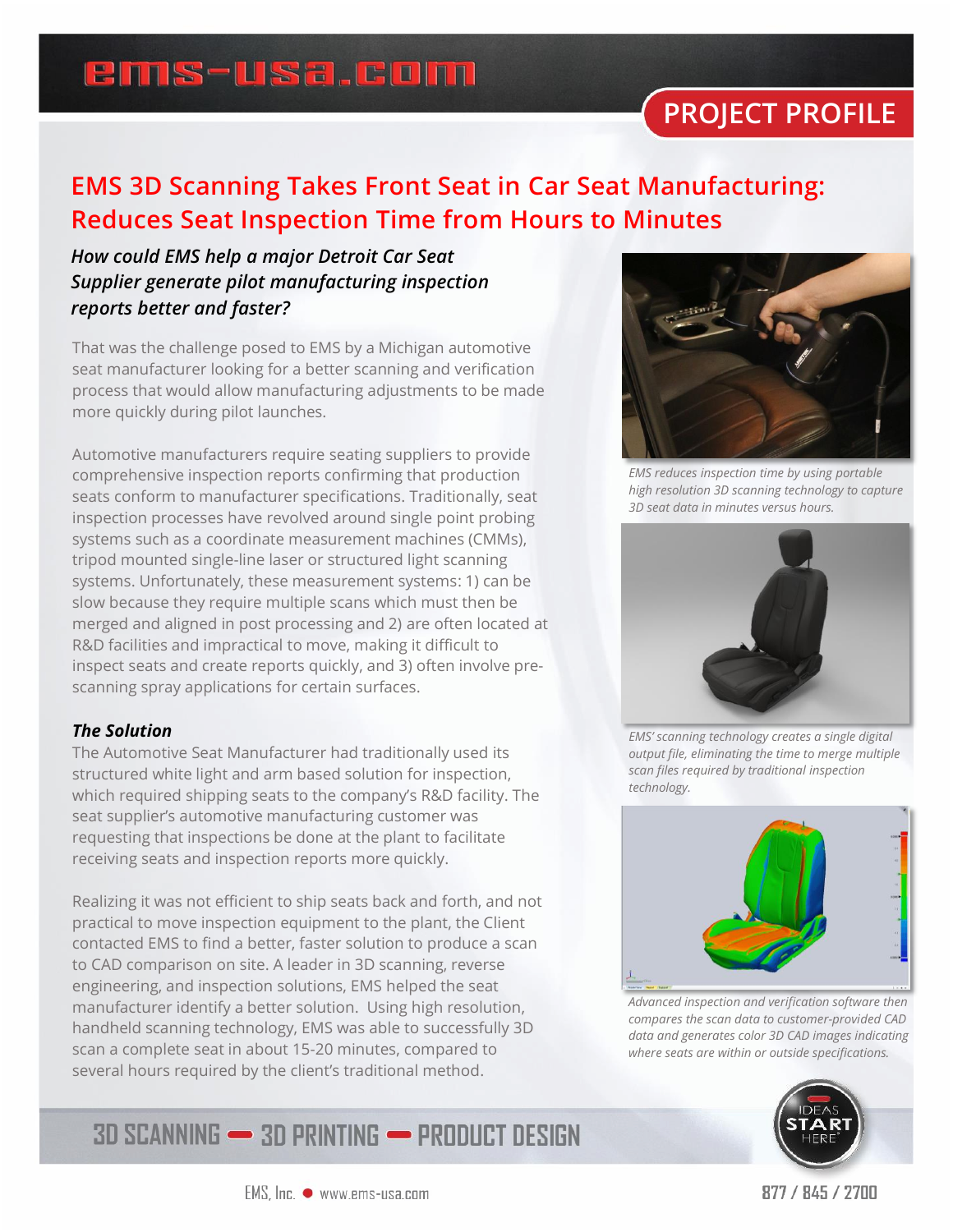# EMS 3D Scanning Takes Front Seat in Car Seat Manufacturing: Reduces Seat Inspection Time from Hours to Minutes

***How could EMS help a major Detroit Car Seat Supplier generate pilot manufacturing inspection reports better and faster?***

That was the challenge posed to EMS by a Michigan automotive seat manufacturer looking for a better scanning and verification process that would allow manufacturing adjustments to be made more quickly during pilot launches.

Automotive manufacturers require seating suppliers to provide comprehensive inspection reports confirming that production seats conform to manufacturer specifications. Traditionally, seat inspection processes have revolved around single point probing systems such as a coordinate measurement machines (CMMs), tripod mounted single-line laser or structured light scanning systems. Unfortunately, these measurement systems: 1) can be slow because they require multiple scans which must then be merged and aligned in post processing and 2) are often located at R&D facilities and impractical to move, making it difficult to inspect seats and create reports quickly, and 3) often involve pre-scanning spray applications for certain surfaces.

### *The Solution*

The Automotive Seat Manufacturer had traditionally used its structured white light and arm based solution for inspection, which required shipping seats to the company's R&D facility. The seat supplier's automotive manufacturing customer was requesting that inspections be done at the plant to facilitate receiving seats and inspection reports more quickly.

Realizing it was not efficient to ship seats back and forth, and not practical to move inspection equipment to the plant, the Client contacted EMS to find a better, faster solution to produce a scan to CAD comparison on site. A leader in 3D scanning, reverse engineering, and inspection solutions, EMS helped the seat manufacturer identify a better solution. Using high resolution, handheld scanning technology, EMS was able to successfully 3D scan a complete seat in about 15-20 minutes, compared to several hours required by the client's traditional method.

*EMS reduces inspection time by using portable high resolution 3D scanning technology to capture 3D seat data in minutes versus hours.*

*EMS' scanning technology creates a single digital output file, eliminating the time to merge multiple scan files required by traditional inspection technology.*

*Advanced inspection and verification software then compares the scan data to customer-provided CAD data and generates color 3D CAD images indicating where seats are within or outside specifications.*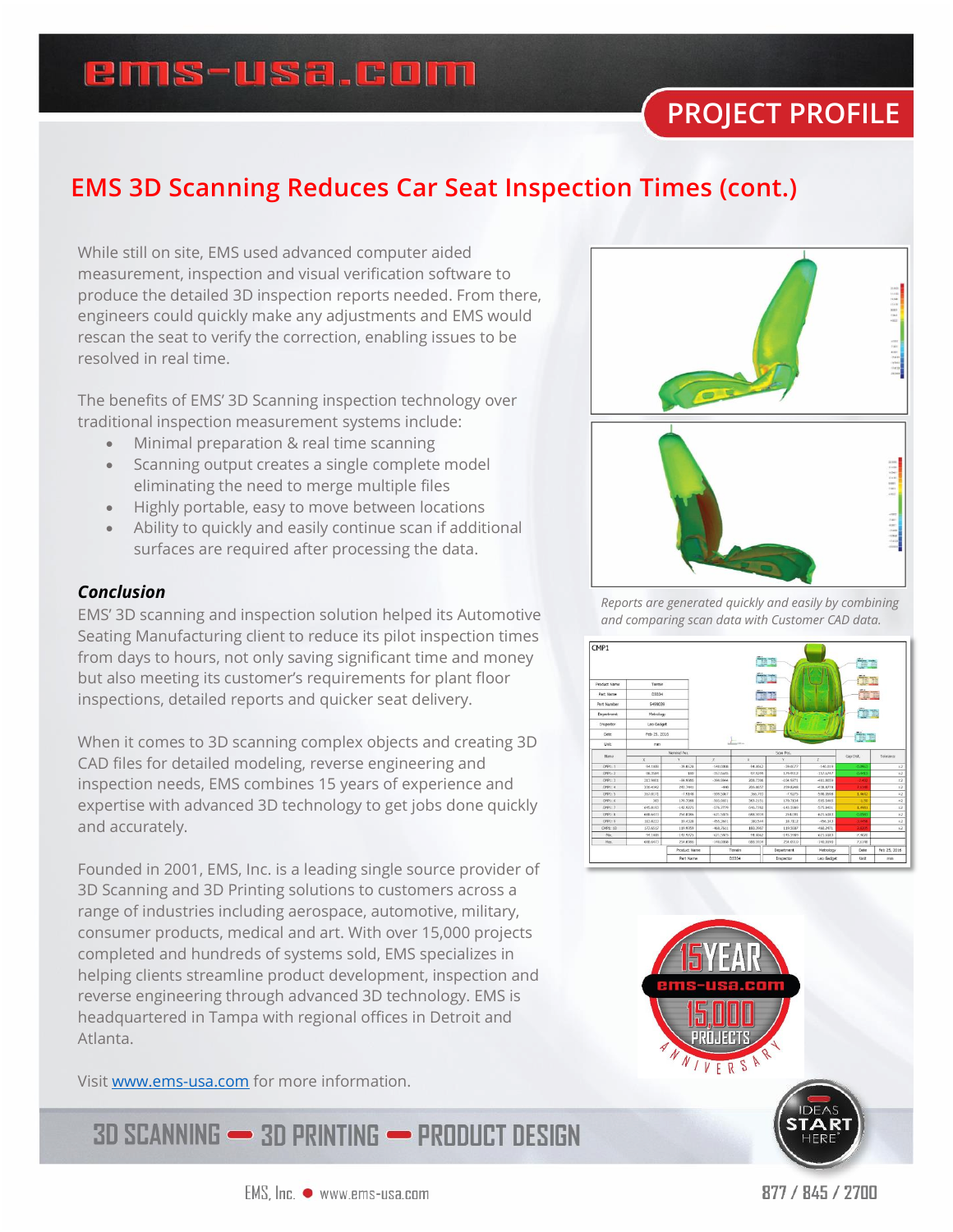# EMS 3D Scanning Reduces Car Seat Inspection Times (cont.)

While still on site, EMS used advanced computer aided measurement, inspection and visual verification software to produce the detailed 3D inspection reports needed. From there, engineers could quickly make any adjustments and EMS would rescan the seat to verify the correction, enabling issues to be resolved in real time.

The benefits of EMS' 3D Scanning inspection technology over traditional inspection measurement systems include:

- Minimal preparation & real time scanning
- Scanning output creates a single complete model eliminating the need to merge multiple files
- Highly portable, easy to move between locations
- Ability to quickly and easily continue scan if additional surfaces are required after processing the data.

*Reports are generated quickly and easily by combining and comparing scan data with Customer CAD data.*

### *Conclusion*

EMS' 3D scanning and inspection solution helped its Automotive Seating Manufacturing client to reduce its pilot inspection times from days to hours, not only saving significant time and money but also meeting its customer's requirements for plant floor inspections, detailed reports and quicker seat delivery.

When it comes to 3D scanning complex objects and creating 3D CAD files for detailed modeling, reverse engineering and inspection needs, EMS combines 15 years of experience and expertise with advanced 3D technology to get jobs done quickly and accurately.

Founded in 2001, EMS, Inc. is a leading single source provider of 3D Scanning and 3D Printing solutions to customers across a range of industries including aerospace, automotive, military, consumer products, medical and art. With over 15,000 projects completed and hundreds of systems sold, EMS specializes in helping clients streamline product development, inspection and reverse engineering through advanced 3D technology. EMS is headquartered in Tampa with regional offices in Detroit and Atlanta.

Visit www.ems-usa.com for more information.

3D SCANNING — 3D PRINTING — PRODUCT DESIGN

EMS, Inc. ● www.ems-usa.com

877 / 845 / 2700